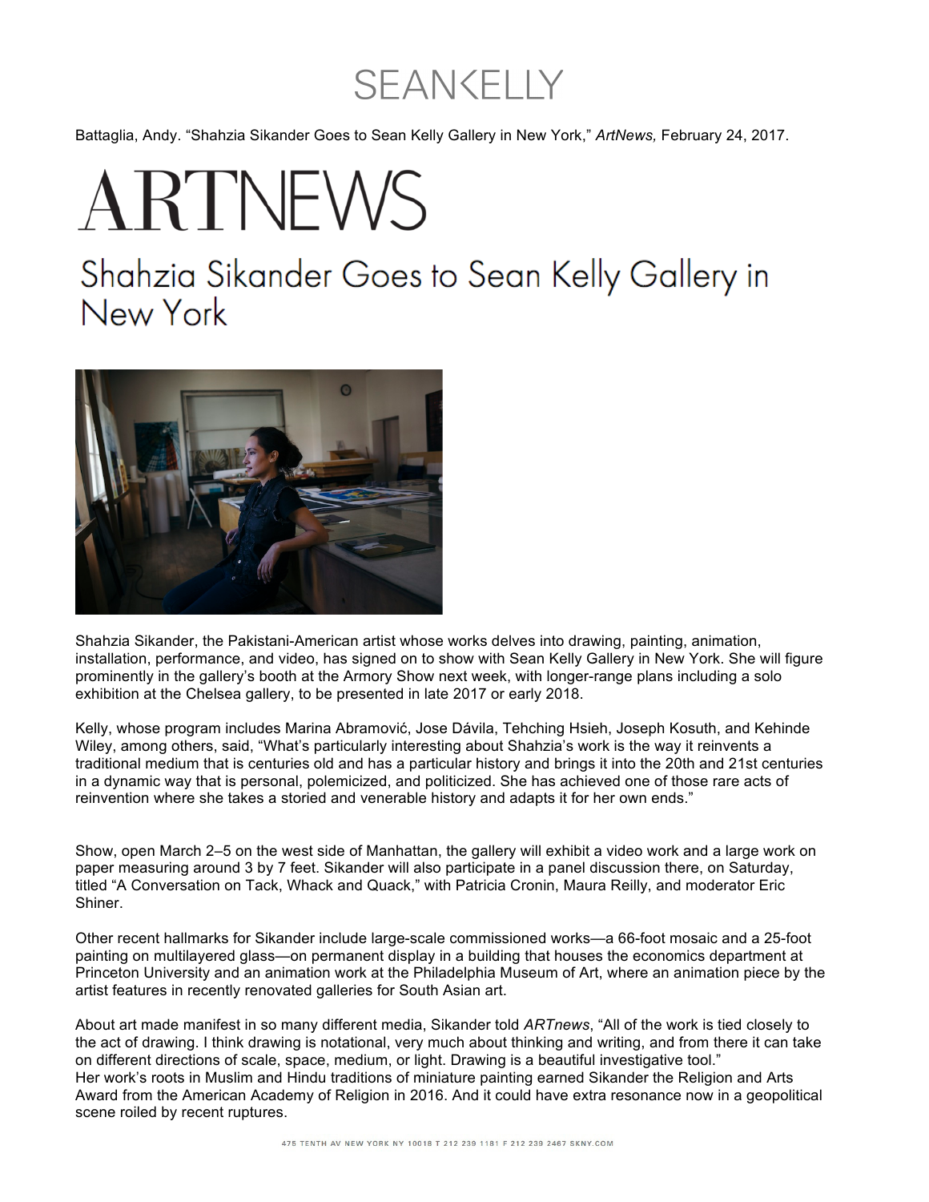SEANKELLY

Battaglia, Andy. "Shahzia Sikander Goes to Sean Kelly Gallery in New York," *ArtNews,* February 24, 2017.

# ARTNEWS

## Shahzia Sikander Goes to Sean Kelly Gallery in New York

Shahzia Sikander, the Pakistani-American artist whose works delves into drawing, painting, animation, installation, performance, and video, has signed on to show with Sean Kelly Gallery in New York. She will figure prominently in the gallery's booth at the Armory Show next week, with longer-range plans including a solo exhibition at the Chelsea gallery, to be presented in late 2017 or early 2018.

Kelly, whose program includes Marina Abramović, Jose Dávila, Tehching Hsieh, Joseph Kosuth, and Kehinde Wiley, among others, said, "What's particularly interesting about Shahzia's work is the way it reinvents a traditional medium that is centuries old and has a particular history and brings it into the 20th and 21st centuries in a dynamic way that is personal, polemicized, and politicized. She has achieved one of those rare acts of reinvention where she takes a storied and venerable history and adapts it for her own ends."

Show, open March 2–5 on the west side of Manhattan, the gallery will exhibit a video work and a large work on paper measuring around 3 by 7 feet. Sikander will also participate in a panel discussion there, on Saturday, titled "A Conversation on Tack, Whack and Quack," with Patricia Cronin, Maura Reilly, and moderator Eric Shiner.

Other recent hallmarks for Sikander include large-scale commissioned works—a 66-foot mosaic and a 25-foot painting on multilayered glass—on permanent display in a building that houses the economics department at Princeton University and an animation work at the Philadelphia Museum of Art, where an animation piece by the artist features in recently renovated galleries for South Asian art.

About art made manifest in so many different media, Sikander told *ARTnews*, "All of the work is tied closely to the act of drawing. I think drawing is notational, very much about thinking and writing, and from there it can take on different directions of scale, space, medium, or light. Drawing is a beautiful investigative tool."
Her work's roots in Muslim and Hindu traditions of miniature painting earned Sikander the Religion and Arts Award from the American Academy of Religion in 2016. And it could have extra resonance now in a geopolitical scene roiled by recent ruptures.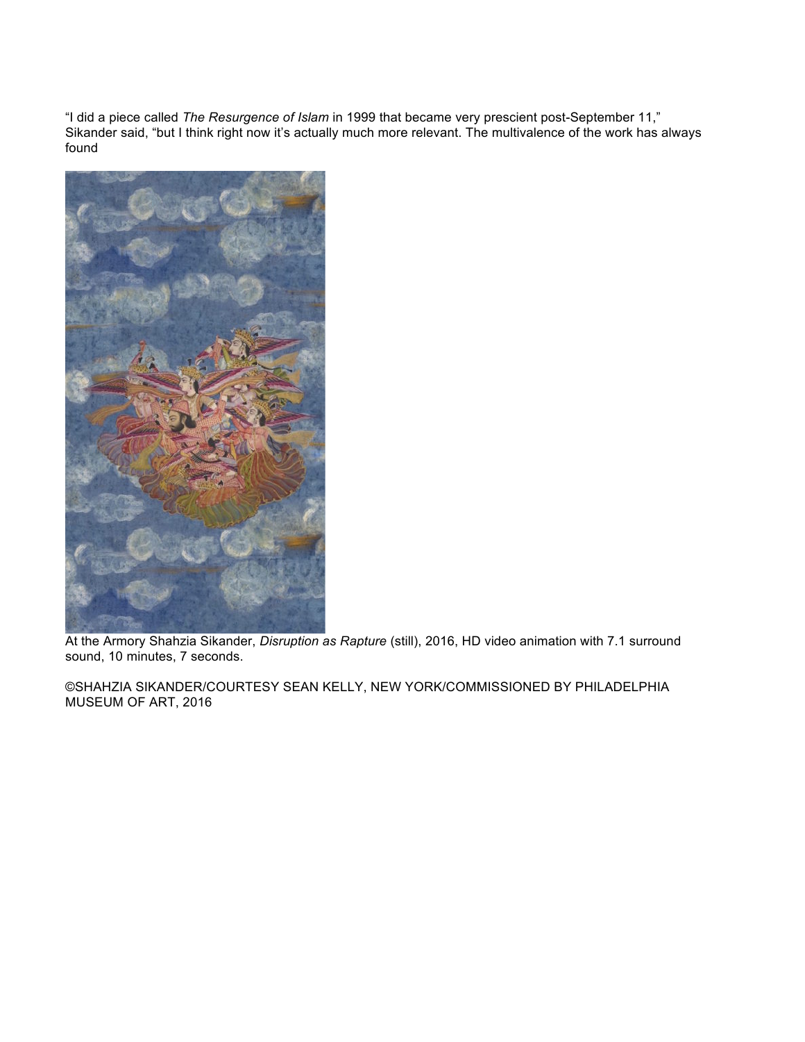"I did a piece called *The Resurgence of Islam* in 1999 that became very prescient post-September 11," Sikander said, "but I think right now it's actually much more relevant. The multivalence of the work has always found

At the Armory Shahzia Sikander, *Disruption as Rapture* (still), 2016, HD video animation with 7.1 surround sound, 10 minutes, 7 seconds.

©SHAHZIA SIKANDER/COURTESY SEAN KELLY, NEW YORK/COMMISSIONED BY PHILADELPHIA MUSEUM OF ART, 2016